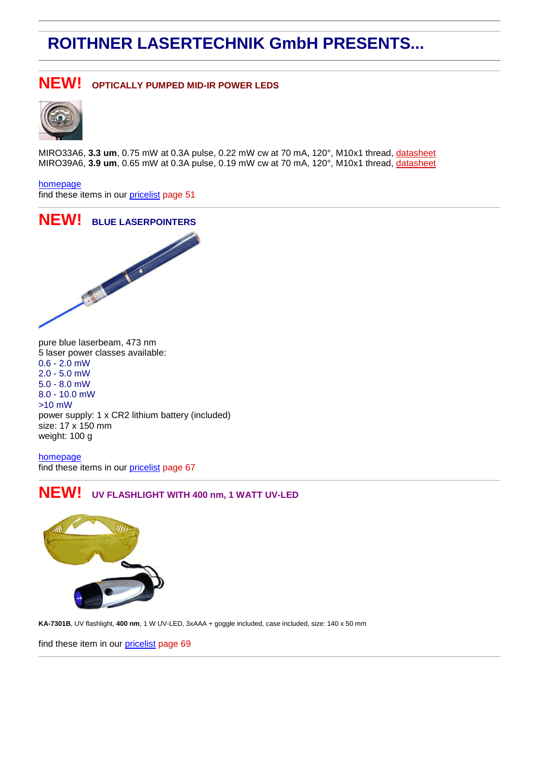# ROITHNER LASERTECHNIK GmbH PRESENTS...

## NEW! OPTICALLY PUMPED MID-IR POWER LEDS

MIRO33A6, **3.3 um**, 0.75 mW at 0.3A pulse, 0.22 mW cw at 70 mA, 120°, M10x1 thread, datasheet
MIRO39A6, **3.9 um**, 0.65 mW at 0.3A pulse, 0.19 mW cw at 70 mA, 120°, M10x1 thread, datasheet

homepage
find these items in our pricelist page 51

## NEW! BLUE LASERPOINTERS

pure blue laserbeam, 473 nm
5 laser power classes available:
0.6 - 2.0 mW
2.0 - 5.0 mW
5.0 - 8.0 mW
8.0 - 10.0 mW
>10 mW
power supply: 1 x CR2 lithium battery (included)
size: 17 x 150 mm
weight: 100 g

homepage
find these items in our pricelist page 67

## NEW! UV FLASHLIGHT WITH 400 nm, 1 WATT UV-LED

**KA-7301B**, UV flashlight, **400 nm**, 1 W UV-LED, 3xAAA + goggle included, case included, size: 140 x 50 mm

find these item in our pricelist page 69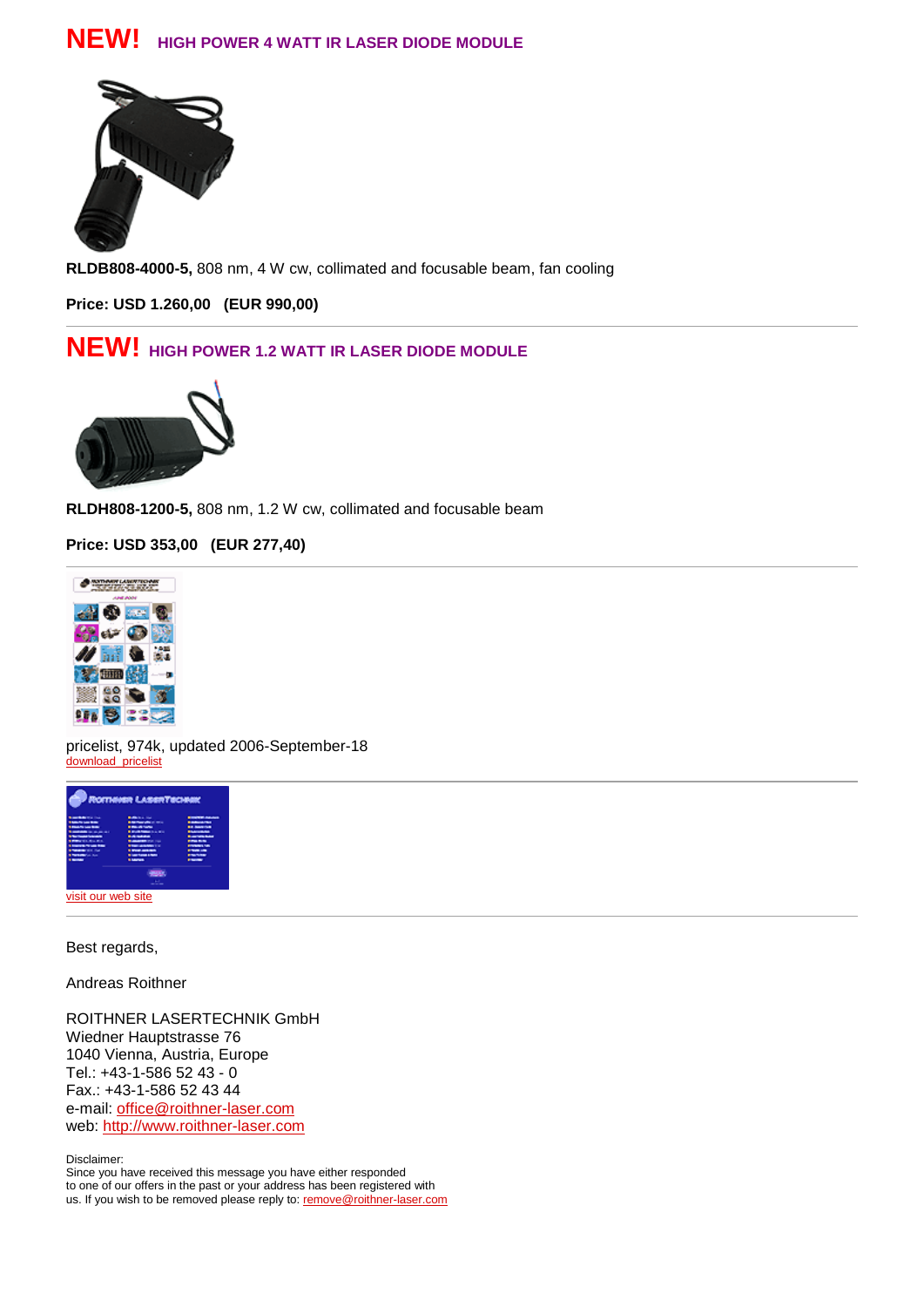## NEW! HIGH POWER 4 WATT IR LASER DIODE MODULE

**RLDB808-4000-5,** 808 nm, 4 W cw, collimated and focusable beam, fan cooling

**Price: USD 1.260,00 (EUR 990,00)**

---

## NEW! HIGH POWER 1.2 WATT IR LASER DIODE MODULE

**RLDH808-1200-5,** 808 nm, 1.2 W cw, collimated and focusable beam

**Price: USD 353,00 (EUR 277,40)**

---

pricelist, 974k, updated 2006-September-18
download pricelist

---

visit our web site

---

Best regards,

Andreas Roithner

ROITHNER LASERTECHNIK GmbH
Wiedner Hauptstrasse 76
1040 Vienna, Austria, Europe
Tel.: +43-1-586 52 43 - 0
Fax.: +43-1-586 52 43 44
e-mail: office@roithner-laser.com
web: http://www.roithner-laser.com

Disclaimer:
Since you have received this message you have either responded to one of our offers in the past or your address has been registered with us. If you wish to be removed please reply to: remove@roithner-laser.com